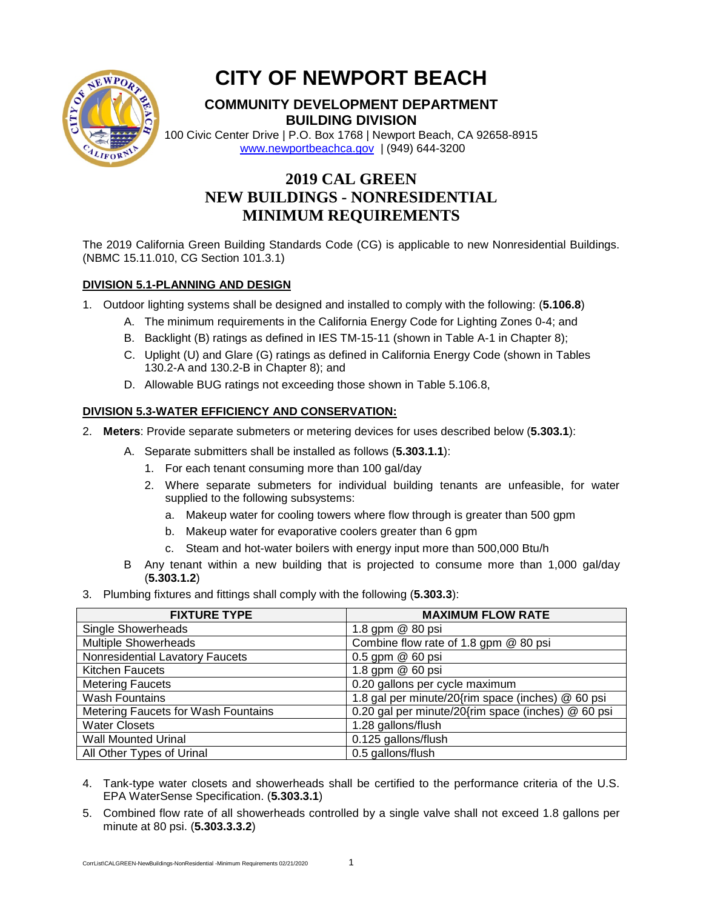# CITY OF NEWPORT BEACH

## COMMUNITY DEVELOPMENT DEPARTMENT
## BUILDING DIVISION

100 Civic Center Drive | P.O. Box 1768 | Newport Beach, CA 92658-8915
www.newportbeachca.gov | (949) 644-3200

# 2019 CAL GREEN
# NEW BUILDINGS - NONRESIDENTIAL
# MINIMUM REQUIREMENTS

The 2019 California Green Building Standards Code (CG) is applicable to new Nonresidential Buildings. (NBMC 15.11.010, CG Section 101.3.1)

**DIVISION 5.1-PLANNING AND DESIGN**

1. Outdoor lighting systems shall be designed and installed to comply with the following: (**5.106.8**)
   A. The minimum requirements in the California Energy Code for Lighting Zones 0-4; and
   B. Backlight (B) ratings as defined in IES TM-15-11 (shown in Table A-1 in Chapter 8);
   C. Uplight (U) and Glare (G) ratings as defined in California Energy Code (shown in Tables 130.2-A and 130.2-B in Chapter 8); and
   D. Allowable BUG ratings not exceeding those shown in Table 5.106.8,

**DIVISION 5.3-WATER EFFICIENCY AND CONSERVATION:**

2. **Meters**: Provide separate submeters or metering devices for uses described below (**5.303.1**):
   A. Separate submitters shall be installed as follows (**5.303.1.1**):
      1. For each tenant consuming more than 100 gal/day
      2. Where separate submeters for individual building tenants are unfeasible, for water supplied to the following subsystems:
         a. Makeup water for cooling towers where flow through is greater than 500 gpm
         b. Makeup water for evaporative coolers greater than 6 gpm
         c. Steam and hot-water boilers with energy input more than 500,000 Btu/h
   B Any tenant within a new building that is projected to consume more than 1,000 gal/day (**5.303.1.2**)
3. Plumbing fixtures and fittings shall comply with the following (**5.303.3**):

| FIXTURE TYPE | MAXIMUM FLOW RATE |
|---|---|
| Single Showerheads | 1.8 gpm @ 80 psi |
| Multiple Showerheads | Combine flow rate of 1.8 gpm @ 80 psi |
| Nonresidential Lavatory Faucets | 0.5 gpm @ 60 psi |
| Kitchen Faucets | 1.8 gpm @ 60 psi |
| Metering Faucets | 0.20 gallons per cycle maximum |
| Wash Fountains | 1.8 gal per minute/20{rim space (inches) @ 60 psi |
| Metering Faucets for Wash Fountains | 0.20 gal per minute/20{rim space (inches) @ 60 psi |
| Water Closets | 1.28 gallons/flush |
| Wall Mounted Urinal | 0.125 gallons/flush |
| All Other Types of Urinal | 0.5 gallons/flush |

4. Tank-type water closets and showerheads shall be certified to the performance criteria of the U.S. EPA WaterSense Specification. (**5.303.3.1**)
5. Combined flow rate of all showerheads controlled by a single valve shall not exceed 1.8 gallons per minute at 80 psi. (**5.303.3.3.2**)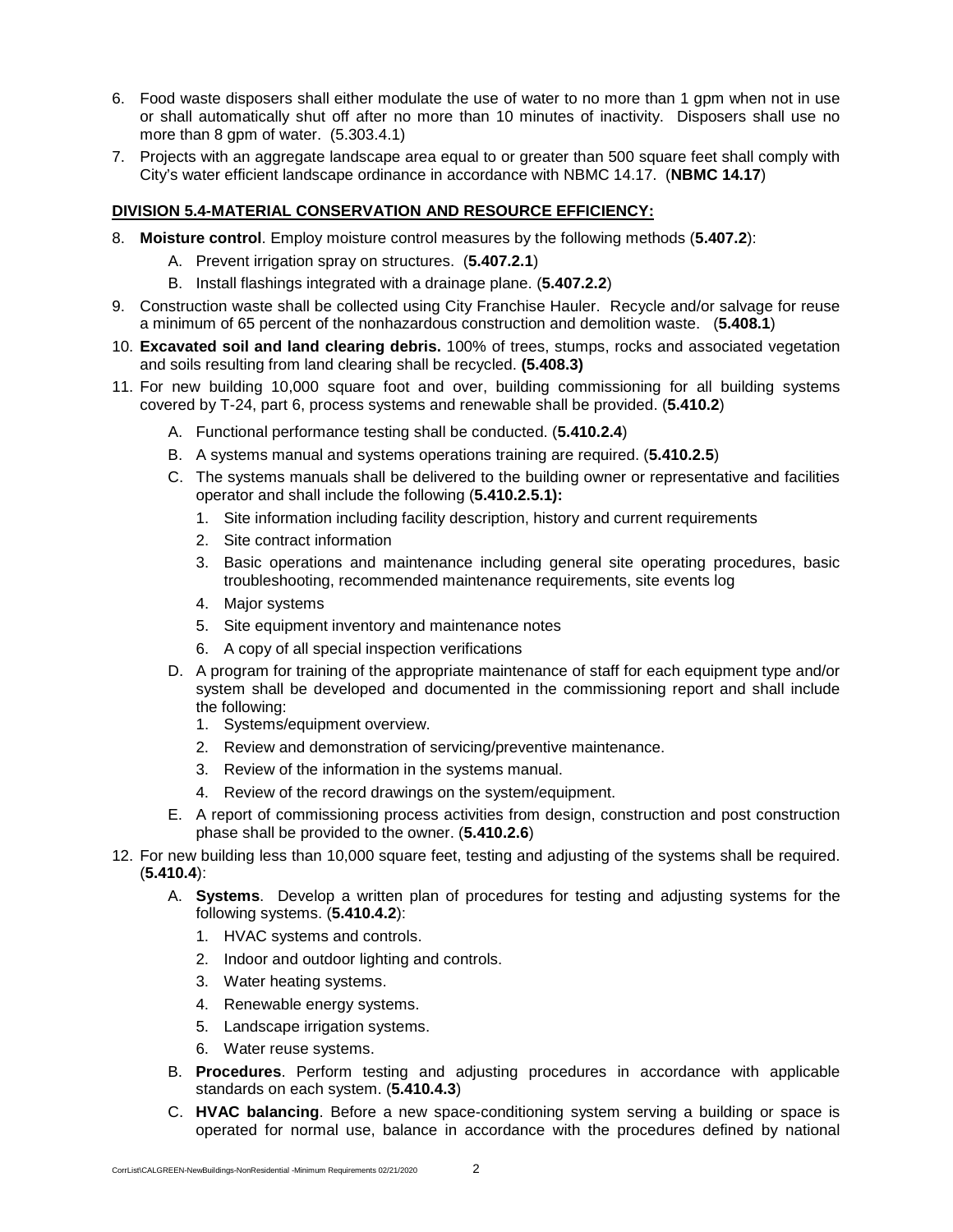6. Food waste disposers shall either modulate the use of water to no more than 1 gpm when not in use or shall automatically shut off after no more than 10 minutes of inactivity. Disposers shall use no more than 8 gpm of water. (5.303.4.1)
7. Projects with an aggregate landscape area equal to or greater than 500 square feet shall comply with City's water efficient landscape ordinance in accordance with NBMC 14.17. (**NBMC 14.17**)

**DIVISION 5.4-MATERIAL CONSERVATION AND RESOURCE EFFICIENCY:**

8. **Moisture control**. Employ moisture control measures by the following methods (**5.407.2**):
   - A. Prevent irrigation spray on structures. (**5.407.2.1**)
   - B. Install flashings integrated with a drainage plane. (**5.407.2.2**)
9. Construction waste shall be collected using City Franchise Hauler. Recycle and/or salvage for reuse a minimum of 65 percent of the nonhazardous construction and demolition waste. (**5.408.1**)
10. **Excavated soil and land clearing debris.** 100% of trees, stumps, rocks and associated vegetation and soils resulting from land clearing shall be recycled. **(5.408.3)**
11. For new building 10,000 square foot and over, building commissioning for all building systems covered by T-24, part 6, process systems and renewable shall be provided. (**5.410.2**)
    - A. Functional performance testing shall be conducted. (**5.410.2.4**)
    - B. A systems manual and systems operations training are required. (**5.410.2.5**)
    - C. The systems manuals shall be delivered to the building owner or representative and facilities operator and shall include the following (**5.410.2.5.1):**
      1. Site information including facility description, history and current requirements
      2. Site contract information
      3. Basic operations and maintenance including general site operating procedures, basic troubleshooting, recommended maintenance requirements, site events log
      4. Major systems
      5. Site equipment inventory and maintenance notes
      6. A copy of all special inspection verifications
    - D. A program for training of the appropriate maintenance of staff for each equipment type and/or system shall be developed and documented in the commissioning report and shall include the following:
      1. Systems/equipment overview.
      2. Review and demonstration of servicing/preventive maintenance.
      3. Review of the information in the systems manual.
      4. Review of the record drawings on the system/equipment.
    - E. A report of commissioning process activities from design, construction and post construction phase shall be provided to the owner. (**5.410.2.6**)
12. For new building less than 10,000 square feet, testing and adjusting of the systems shall be required. (**5.410.4**):
    - A. **Systems**. Develop a written plan of procedures for testing and adjusting systems for the following systems. (**5.410.4.2**):
      1. HVAC systems and controls.
      2. Indoor and outdoor lighting and controls.
      3. Water heating systems.
      4. Renewable energy systems.
      5. Landscape irrigation systems.
      6. Water reuse systems.
    - B. **Procedures**. Perform testing and adjusting procedures in accordance with applicable standards on each system. (**5.410.4.3**)
    - C. **HVAC balancing**. Before a new space-conditioning system serving a building or space is operated for normal use, balance in accordance with the procedures defined by national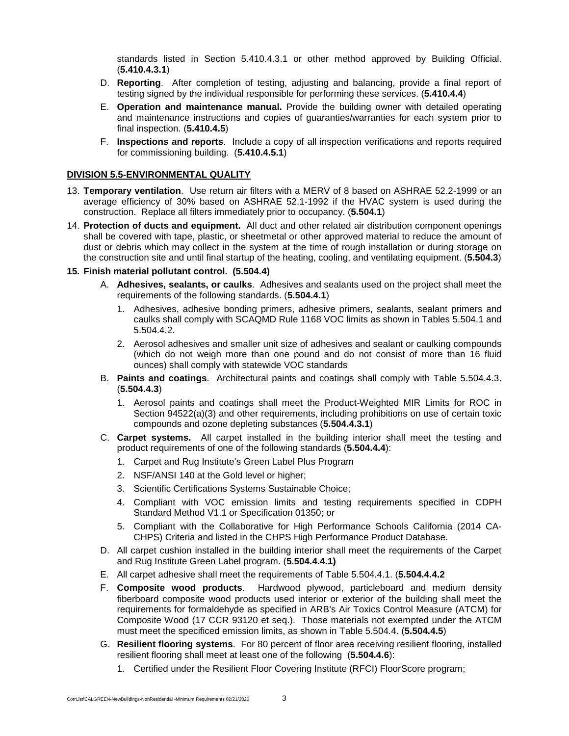standards listed in Section 5.410.4.3.1 or other method approved by Building Official. (**5.410.4.3.1**)

D. **Reporting**. After completion of testing, adjusting and balancing, provide a final report of testing signed by the individual responsible for performing these services. (**5.410.4.4**)

E. **Operation and maintenance manual.** Provide the building owner with detailed operating and maintenance instructions and copies of guaranties/warranties for each system prior to final inspection. (**5.410.4.5**)

F. **Inspections and reports**. Include a copy of all inspection verifications and reports required for commissioning building. (**5.410.4.5.1**)

**DIVISION 5.5-ENVIRONMENTAL QUALITY**

13. **Temporary ventilation**. Use return air filters with a MERV of 8 based on ASHRAE 52.2-1999 or an average efficiency of 30% based on ASHRAE 52.1-1992 if the HVAC system is used during the construction. Replace all filters immediately prior to occupancy. (**5.504.1**)

14. **Protection of ducts and equipment.** All duct and other related air distribution component openings shall be covered with tape, plastic, or sheetmetal or other approved material to reduce the amount of dust or debris which may collect in the system at the time of rough installation or during storage on the construction site and until final startup of the heating, cooling, and ventilating equipment. (**5.504.3**)

15. **Finish material pollutant control. (5.504.4)**

    A. **Adhesives, sealants, or caulks**. Adhesives and sealants used on the project shall meet the requirements of the following standards. (**5.504.4.1**)

       1. Adhesives, adhesive bonding primers, adhesive primers, sealants, sealant primers and caulks shall comply with SCAQMD Rule 1168 VOC limits as shown in Tables 5.504.1 and 5.504.4.2.

       2. Aerosol adhesives and smaller unit size of adhesives and sealant or caulking compounds (which do not weigh more than one pound and do not consist of more than 16 fluid ounces) shall comply with statewide VOC standards

    B. **Paints and coatings**. Architectural paints and coatings shall comply with Table 5.504.4.3. (**5.504.4.3**)

       1. Aerosol paints and coatings shall meet the Product-Weighted MIR Limits for ROC in Section 94522(a)(3) and other requirements, including prohibitions on use of certain toxic compounds and ozone depleting substances (**5.504.4.3.1**)

    C. **Carpet systems.** All carpet installed in the building interior shall meet the testing and product requirements of one of the following standards (**5.504.4.4**):

       1. Carpet and Rug Institute's Green Label Plus Program

       2. NSF/ANSI 140 at the Gold level or higher;

       3. Scientific Certifications Systems Sustainable Choice;

       4. Compliant with VOC emission limits and testing requirements specified in CDPH Standard Method V1.1 or Specification 01350; or

       5. Compliant with the Collaborative for High Performance Schools California (2014 CA-CHPS) Criteria and listed in the CHPS High Performance Product Database.

    D. All carpet cushion installed in the building interior shall meet the requirements of the Carpet and Rug Institute Green Label program. (**5.504.4.4.1)**

    E. All carpet adhesive shall meet the requirements of Table 5.504.4.1. (**5.504.4.4.2**

    F. **Composite wood products**. Hardwood plywood, particleboard and medium density fiberboard composite wood products used interior or exterior of the building shall meet the requirements for formaldehyde as specified in ARB's Air Toxics Control Measure (ATCM) for Composite Wood (17 CCR 93120 et seq.). Those materials not exempted under the ATCM must meet the specificed emission limits, as shown in Table 5.504.4. (**5.504.4.5**)

    G. **Resilient flooring systems**. For 80 percent of floor area receiving resilient flooring, installed resilient flooring shall meet at least one of the following (**5.504.4.6**):

       1. Certified under the Resilient Floor Covering Institute (RFCI) FloorScore program;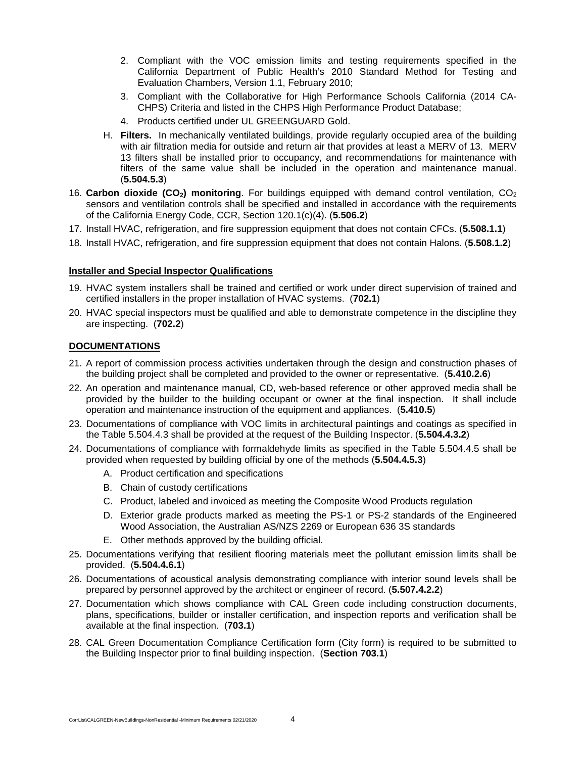2. Compliant with the VOC emission limits and testing requirements specified in the California Department of Public Health's 2010 Standard Method for Testing and Evaluation Chambers, Version 1.1, February 2010;
3. Compliant with the Collaborative for High Performance Schools California (2014 CA-CHPS) Criteria and listed in the CHPS High Performance Product Database;
4. Products certified under UL GREENGUARD Gold.

H. **Filters.** In mechanically ventilated buildings, provide regularly occupied area of the building with air filtration media for outside and return air that provides at least a MERV of 13. MERV 13 filters shall be installed prior to occupancy, and recommendations for maintenance with filters of the same value shall be included in the operation and maintenance manual. (**5.504.5.3**)

16. **Carbon dioxide ($CO_2$) monitoring**. For buildings equipped with demand control ventilation, $CO_2$ sensors and ventilation controls shall be specified and installed in accordance with the requirements of the California Energy Code, CCR, Section 120.1(c)(4). (**5.506.2**)
17. Install HVAC, refrigeration, and fire suppression equipment that does not contain CFCs. (**5.508.1.1**)
18. Install HVAC, refrigeration, and fire suppression equipment that does not contain Halons. (**5.508.1.2**)

**Installer and Special Inspector Qualifications**

19. HVAC system installers shall be trained and certified or work under direct supervision of trained and certified installers in the proper installation of HVAC systems. (**702.1**)
20. HVAC special inspectors must be qualified and able to demonstrate competence in the discipline they are inspecting. (**702.2**)

## DOCUMENTATIONS

21. A report of commission process activities undertaken through the design and construction phases of the building project shall be completed and provided to the owner or representative. (**5.410.2.6**)
22. An operation and maintenance manual, CD, web-based reference or other approved media shall be provided by the builder to the building occupant or owner at the final inspection. It shall include operation and maintenance instruction of the equipment and appliances. (**5.410.5**)
23. Documentations of compliance with VOC limits in architectural paintings and coatings as specified in the Table 5.504.4.3 shall be provided at the request of the Building Inspector. (**5.504.4.3.2**)
24. Documentations of compliance with formaldehyde limits as specified in the Table 5.504.4.5 shall be provided when requested by building official by one of the methods (**5.504.4.5.3**)
    A. Product certification and specifications
    B. Chain of custody certifications
    C. Product, labeled and invoiced as meeting the Composite Wood Products regulation
    D. Exterior grade products marked as meeting the PS-1 or PS-2 standards of the Engineered Wood Association, the Australian AS/NZS 2269 or European 636 3S standards
    E. Other methods approved by the building official.
25. Documentations verifying that resilient flooring materials meet the pollutant emission limits shall be provided. (**5.504.4.6.1**)
26. Documentations of acoustical analysis demonstrating compliance with interior sound levels shall be prepared by personnel approved by the architect or engineer of record. (**5.507.4.2.2**)
27. Documentation which shows compliance with CAL Green code including construction documents, plans, specifications, builder or installer certification, and inspection reports and verification shall be available at the final inspection. (**703.1**)
28. CAL Green Documentation Compliance Certification form (City form) is required to be submitted to the Building Inspector prior to final building inspection. (**Section 703.1**)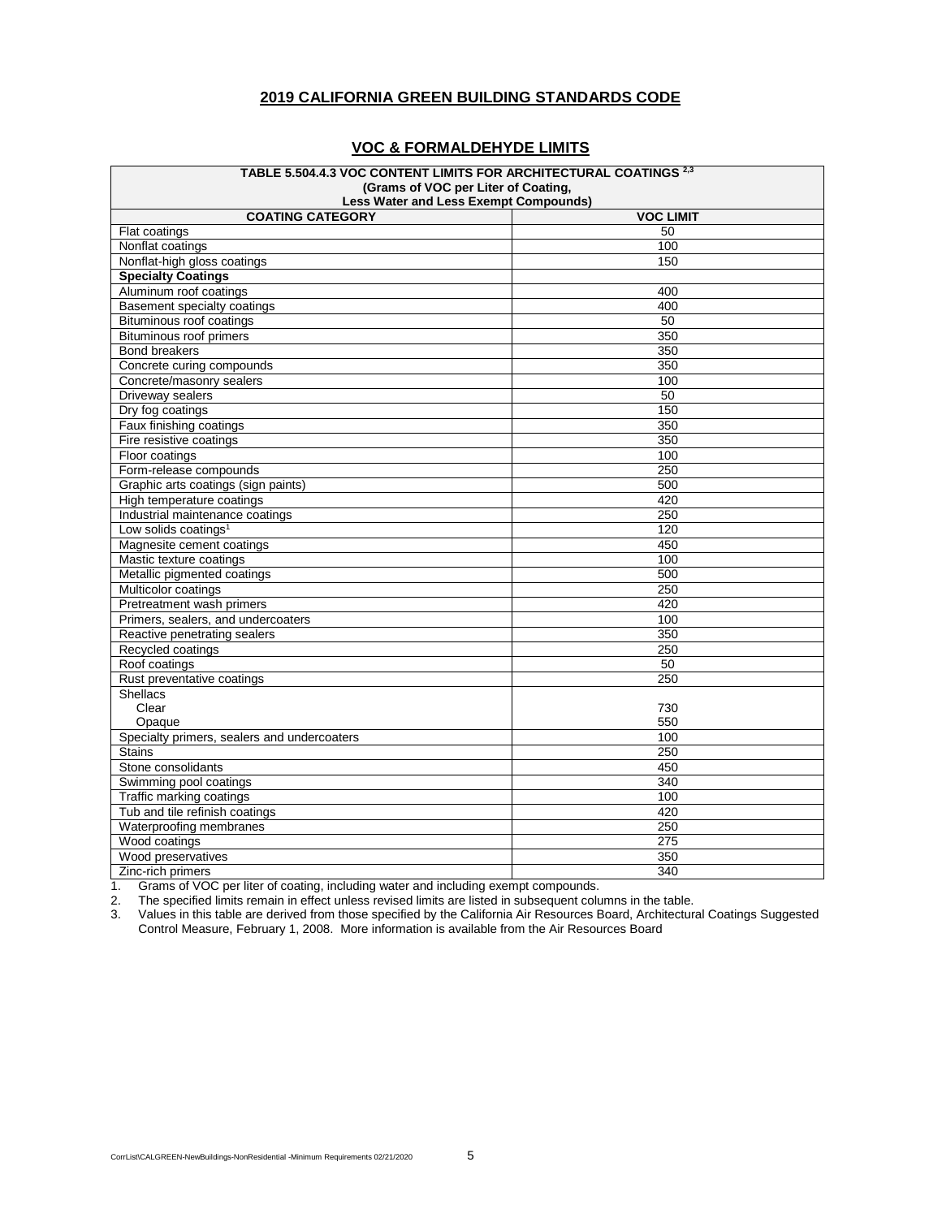## 2019 CALIFORNIA GREEN BUILDING STANDARDS CODE

### VOC & FORMALDEHYDE LIMITS

**TABLE 5.504.4.3 VOC CONTENT LIMITS FOR ARCHITECTURAL COATINGS [2,3]**
**(Grams of VOC per Liter of Coating, Less Water and Less Exempt Compounds)**

| COATING CATEGORY | VOC LIMIT |
|---|---|
| Flat coatings | 50 |
| Nonflat coatings | 100 |
| Nonflat-high gloss coatings | 150 |
| **Specialty Coatings** | |
| Aluminum roof coatings | 400 |
| Basement specialty coatings | 400 |
| Bituminous roof coatings | 50 |
| Bituminous roof primers | 350 |
| Bond breakers | 350 |
| Concrete curing compounds | 350 |
| Concrete/masonry sealers | 100 |
| Driveway sealers | 50 |
| Dry fog coatings | 150 |
| Faux finishing coatings | 350 |
| Fire resistive coatings | 350 |
| Floor coatings | 100 |
| Form-release compounds | 250 |
| Graphic arts coatings (sign paints) | 500 |
| High temperature coatings | 420 |
| Industrial maintenance coatings | 250 |
| Low solids coatings[1] | 120 |
| Magnesite cement coatings | 450 |
| Mastic texture coatings | 100 |
| Metallic pigmented coatings | 500 |
| Multicolor coatings | 250 |
| Pretreatment wash primers | 420 |
| Primers, sealers, and undercoaters | 100 |
| Reactive penetrating sealers | 350 |
| Recycled coatings | 250 |
| Roof coatings | 50 |
| Rust preventative coatings | 250 |
| Shellacs | |
| Clear | 730 |
| Opaque | 550 |
| Specialty primers, sealers and undercoaters | 100 |
| Stains | 250 |
| Stone consolidants | 450 |
| Swimming pool coatings | 340 |
| Traffic marking coatings | 100 |
| Tub and tile refinish coatings | 420 |
| Waterproofing membranes | 250 |
| Wood coatings | 275 |
| Wood preservatives | 350 |
| Zinc-rich primers | 340 |

1. Grams of VOC per liter of coating, including water and including exempt compounds.
2. The specified limits remain in effect unless revised limits are listed in subsequent columns in the table.
3. Values in this table are derived from those specified by the California Air Resources Board, Architectural Coatings Suggested Control Measure, February 1, 2008. More information is available from the Air Resources Board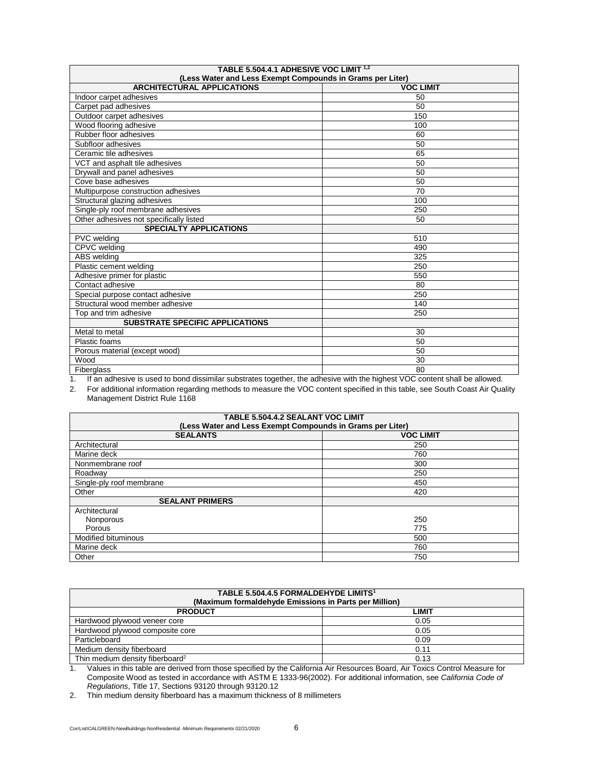| TABLE 5.504.4.1 ADHESIVE VOC LIMIT [1,2] (Less Water and Less Exempt Compounds in Grams per Liter) | |
|---|---|
| **ARCHITECTURAL APPLICATIONS** | **VOC LIMIT** |
| Indoor carpet adhesives | 50 |
| Carpet pad adhesives | 50 |
| Outdoor carpet adhesives | 150 |
| Wood flooring adhesive | 100 |
| Rubber floor adhesives | 60 |
| Subfloor adhesives | 50 |
| Ceramic tile adhesives | 65 |
| VCT and asphalt tile adhesives | 50 |
| Drywall and panel adhesives | 50 |
| Cove base adhesives | 50 |
| Multipurpose construction adhesives | 70 |
| Structural glazing adhesives | 100 |
| Single-ply roof membrane adhesives | 250 |
| Other adhesives not specifically listed | 50 |
| **SPECIALTY APPLICATIONS** | |
| PVC welding | 510 |
| CPVC welding | 490 |
| ABS welding | 325 |
| Plastic cement welding | 250 |
| Adhesive primer for plastic | 550 |
| Contact adhesive | 80 |
| Special purpose contact adhesive | 250 |
| Structural wood member adhesive | 140 |
| Top and trim adhesive | 250 |
| **SUBSTRATE SPECIFIC APPLICATIONS** | |
| Metal to metal | 30 |
| Plastic foams | 50 |
| Porous material (except wood) | 50 |
| Wood | 30 |
| Fiberglass | 80 |

1. If an adhesive is used to bond dissimilar substrates together, the adhesive with the highest VOC content shall be allowed.
2. For additional information regarding methods to measure the VOC content specified in this table, see South Coast Air Quality Management District Rule 1168

| TABLE 5.504.4.2 SEALANT VOC LIMIT (Less Water and Less Exempt Compounds in Grams per Liter) | |
|---|---|
| **SEALANTS** | **VOC LIMIT** |
| Architectural | 250 |
| Marine deck | 760 |
| Nonmembrane roof | 300 |
| Roadway | 250 |
| Single-ply roof membrane | 450 |
| Other | 420 |
| **SEALANT PRIMERS** | |
| Architectural | |
| Nonporous | 250 |
| Porous | 775 |
| Modified bituminous | 500 |
| Marine deck | 760 |
| Other | 750 |

| TABLE 5.504.4.5 FORMALDEHYDE LIMITS[1] (Maximum formaldehyde Emissions in Parts per Million) | |
|---|---|
| **PRODUCT** | **LIMIT** |
| Hardwood plywood veneer core | 0.05 |
| Hardwood plywood composite core | 0.05 |
| Particleboard | 0.09 |
| Medium density fiberboard | 0.11 |
| Thin medium density fiberboard[2] | 0.13 |

1. Values in this table are derived from those specified by the California Air Resources Board, Air Toxics Control Measure for Composite Wood as tested in accordance with ASTM E 1333-96(2002). For additional information, see *California Code of Regulations*, Title 17, Sections 93120 through 93120.12
2. Thin medium density fiberboard has a maximum thickness of 8 millimeters